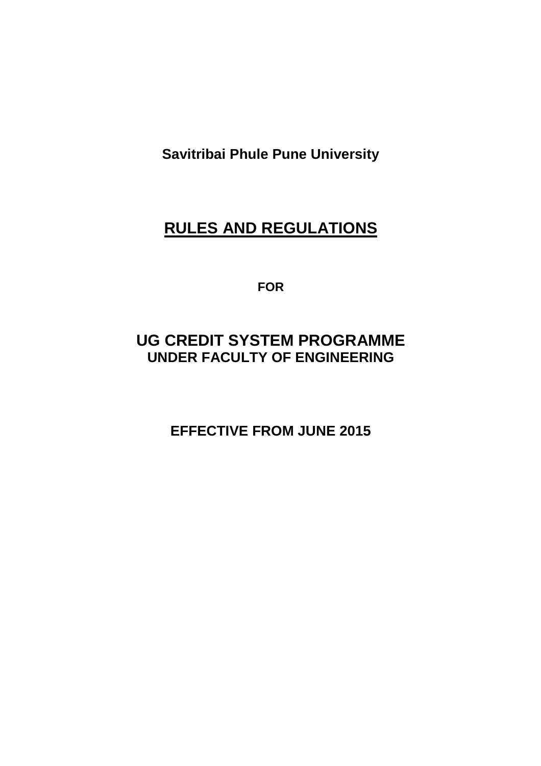**Savitribai Phule Pune University**

# <u>RULES AND REGULATIONS</u>

**FOR**

## UG CREDIT SYSTEM PROGRAMME

**UNDER FACULTY OF ENGINEERING**

**EFFECTIVE FROM JUNE 2015**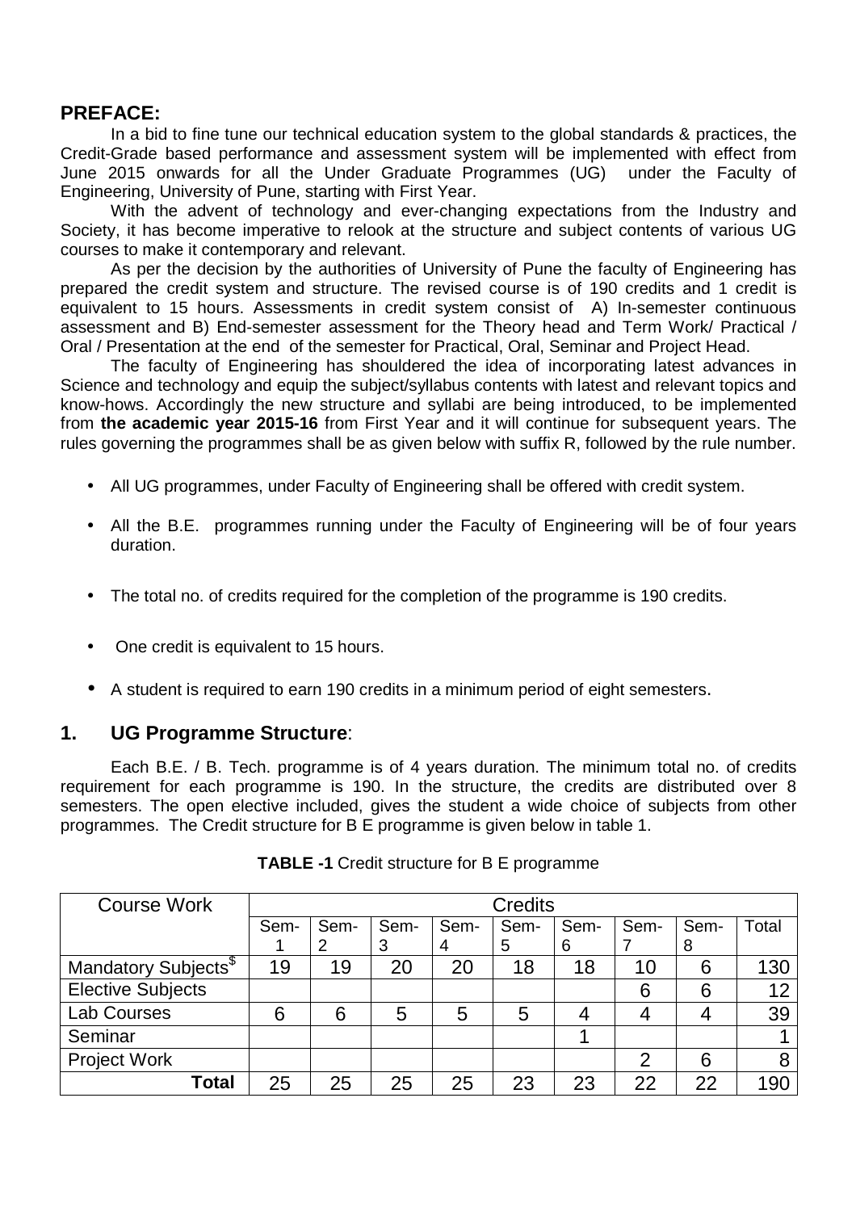## PREFACE:

In a bid to fine tune our technical education system to the global standards & practices, the Credit-Grade based performance and assessment system will be implemented with effect from June 2015 onwards for all the Under Graduate Programmes (UG) under the Faculty of Engineering, University of Pune, starting with First Year.

With the advent of technology and ever-changing expectations from the Industry and Society, it has become imperative to relook at the structure and subject contents of various UG courses to make it contemporary and relevant.

As per the decision by the authorities of University of Pune the faculty of Engineering has prepared the credit system and structure. The revised course is of 190 credits and 1 credit is equivalent to 15 hours. Assessments in credit system consist of A) In-semester continuous assessment and B) End-semester assessment for the Theory head and Term Work/ Practical / Oral / Presentation at the end of the semester for Practical, Oral, Seminar and Project Head.

The faculty of Engineering has shouldered the idea of incorporating latest advances in Science and technology and equip the subject/syllabus contents with latest and relevant topics and know-hows. Accordingly the new structure and syllabi are being introduced, to be implemented from **the academic year 2015-16** from First Year and it will continue for subsequent years. The rules governing the programmes shall be as given below with suffix R, followed by the rule number.

- All UG programmes, under Faculty of Engineering shall be offered with credit system.
- All the B.E. programmes running under the Faculty of Engineering will be of four years duration.
- The total no. of credits required for the completion of the programme is 190 credits.
- One credit is equivalent to 15 hours.
- A student is required to earn 190 credits in a minimum period of eight semesters.

## 1. UG Programme Structure:

Each B.E. / B. Tech. programme is of 4 years duration. The minimum total no. of credits requirement for each programme is 190. In the structure, the credits are distributed over 8 semesters. The open elective included, gives the student a wide choice of subjects from other programmes. The Credit structure for B E programme is given below in table 1.

**TABLE -1** Credit structure for B E programme

| Course Work | Credits | | | | | | | | |
|---|---|---|---|---|---|---|---|---|---|
| | Sem-1 | Sem-2 | Sem-3 | Sem-4 | Sem-5 | Sem-6 | Sem-7 | Sem-8 | Total |
| Mandatory Subjects$ | 19 | 19 | 20 | 20 | 18 | 18 | 10 | 6 | 130 |
| Elective Subjects | | | | | | | 6 | 6 | 12 |
| Lab Courses | 6 | 6 | 5 | 5 | 5 | 4 | 4 | 4 | 39 |
| Seminar | | | | | | 1 | | | 1 |
| Project Work | | | | | | | 2 | 6 | 8 |
| **Total** | 25 | 25 | 25 | 25 | 23 | 23 | 22 | 22 | 190 |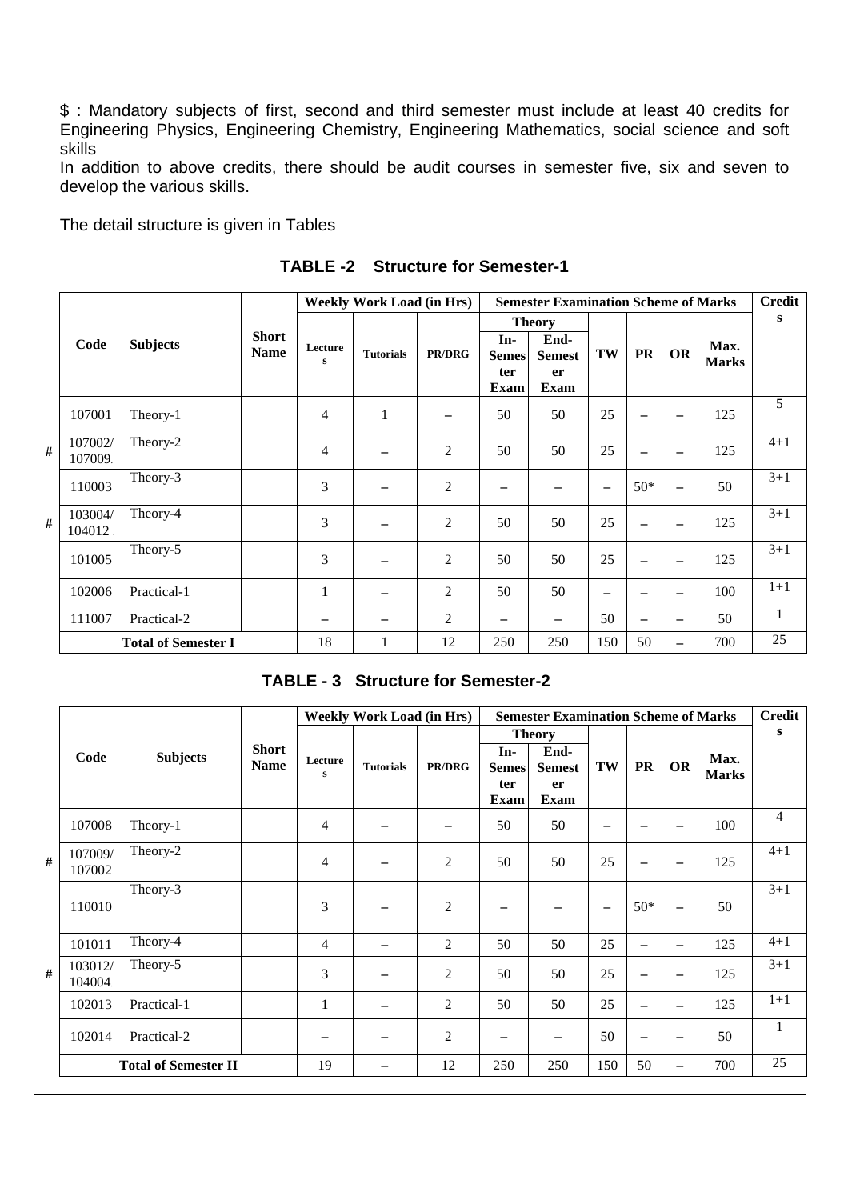$ : Mandatory subjects of first, second and third semester must include at least 40 credits for Engineering Physics, Engineering Chemistry, Engineering Mathematics, social science and soft skills

In addition to above credits, there should be audit courses in semester five, six and seven to develop the various skills.

The detail structure is given in Tables

## TABLE -2 Structure for Semester-1

| | Code | Subjects | Short Name | Weekly Work Load (in Hrs) | | | Semester Examination Scheme of Marks | | | | | | Credits |
|---|---|---|---|---|---|---|---|---|---|---|---|---|---|
| | | | | | | | Theory | | | | | | |
| | | | | Lectures | Tutorials | PR/DRG | In-Semester Exam | End-Semester Exam | TW | PR | OR | Max. Marks | |
| | 107001 | Theory-1 | | 4 | 1 | – | 50 | 50 | 25 | – | – | 125 | 5 |
| # | 107002/ 107009 | Theory-2 | | 4 | – | 2 | 50 | 50 | 25 | – | – | 125 | 4+1 |
| | 110003 | Theory-3 | | 3 | – | 2 | – | – | – | 50* | – | 50 | 3+1 |
| # | 103004/ 104012 | Theory-4 | | 3 | – | 2 | 50 | 50 | 25 | – | – | 125 | 3+1 |
| | 101005 | Theory-5 | | 3 | – | 2 | 50 | 50 | 25 | – | – | 125 | 3+1 |
| | 102006 | Practical-1 | | 1 | – | 2 | 50 | 50 | – | – | – | 100 | 1+1 |
| | 111007 | Practical-2 | | – | – | 2 | – | – | 50 | – | – | 50 | 1 |
| | Total of Semester I | | | 18 | 1 | 12 | 250 | 250 | 150 | 50 | – | 700 | 25 |

## TABLE - 3 Structure for Semester-2

| | Code | Subjects | Short Name | Weekly Work Load (in Hrs) | | | Semester Examination Scheme of Marks | | | | | | Credits |
|---|---|---|---|---|---|---|---|---|---|---|---|---|---|
| | | | | | | | Theory | | | | | | |
| | | | | Lectures | Tutorials | PR/DRG | In-Semester Exam | End-Semester Exam | TW | PR | OR | Max. Marks | |
| | 107008 | Theory-1 | | 4 | – | – | 50 | 50 | – | – | – | 100 | 4 |
| # | 107009/ 107002 | Theory-2 | | 4 | – | 2 | 50 | 50 | 25 | – | – | 125 | 4+1 |
| | 110010 | Theory-3 | | 3 | – | 2 | – | – | – | 50* | – | 50 | 3+1 |
| | 101011 | Theory-4 | | 4 | – | 2 | 50 | 50 | 25 | – | – | 125 | 4+1 |
| # | 103012/ 104004 | Theory-5 | | 3 | – | 2 | 50 | 50 | 25 | – | – | 125 | 3+1 |
| | 102013 | Practical-1 | | 1 | – | 2 | 50 | 50 | 25 | – | – | 125 | 1+1 |
| | 102014 | Practical-2 | | – | – | 2 | – | – | 50 | – | – | 50 | 1 |
| | Total of Semester II | | | 19 | – | 12 | 250 | 250 | 150 | 50 | – | 700 | 25 |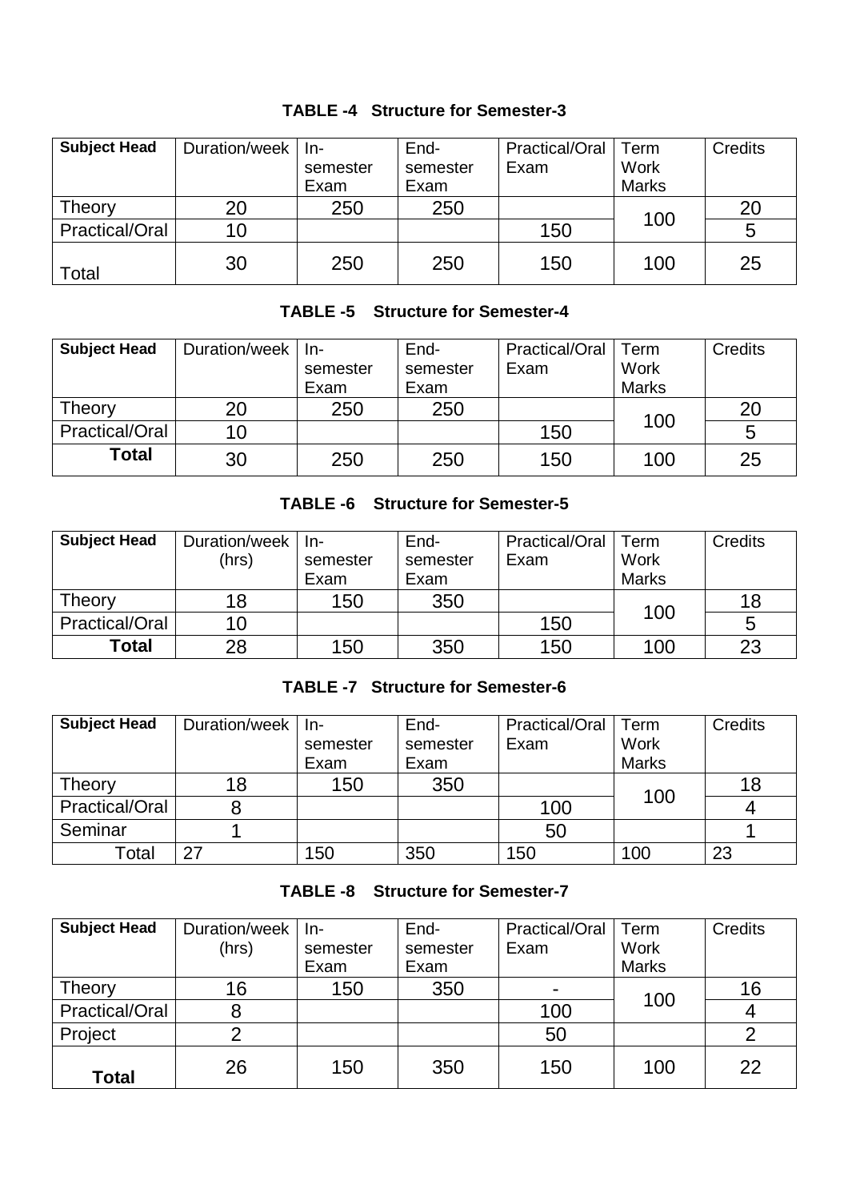**TABLE -4 Structure for Semester-3**

| Subject Head | Duration/week | In-semester Exam | End-semester Exam | Practical/Oral Exam | Term Work Marks | Credits |
|---|---|---|---|---|---|---|
| Theory | 20 | 250 | 250 | | 100 | 20 |
| Practical/Oral | 10 | | | 150 | | 5 |
| Total | 30 | 250 | 250 | 150 | 100 | 25 |

**TABLE -5 Structure for Semester-4**

| Subject Head | Duration/week | In-semester Exam | End-semester Exam | Practical/Oral Exam | Term Work Marks | Credits |
|---|---|---|---|---|---|---|
| Theory | 20 | 250 | 250 | | 100 | 20 |
| Practical/Oral | 10 | | | 150 | | 5 |
| **Total** | 30 | 250 | 250 | 150 | 100 | 25 |

**TABLE -6 Structure for Semester-5**

| Subject Head | Duration/week (hrs) | In-semester Exam | End-semester Exam | Practical/Oral Exam | Term Work Marks | Credits |
|---|---|---|---|---|---|---|
| Theory | 18 | 150 | 350 | | 100 | 18 |
| Practical/Oral | 10 | | | 150 | | 5 |
| **Total** | 28 | 150 | 350 | 150 | 100 | 23 |

**TABLE -7 Structure for Semester-6**

| Subject Head | Duration/week | In-semester Exam | End-semester Exam | Practical/Oral Exam | Term Work Marks | Credits |
|---|---|---|---|---|---|---|
| Theory | 18 | 150 | 350 | | 100 | 18 |
| Practical/Oral | 8 | | | 100 | | 4 |
| Seminar | 1 | | | 50 | | 1 |
| Total | 27 | 150 | 350 | 150 | 100 | 23 |

**TABLE -8 Structure for Semester-7**

| Subject Head | Duration/week (hrs) | In-semester Exam | End-semester Exam | Practical/Oral Exam | Term Work Marks | Credits |
|---|---|---|---|---|---|---|
| Theory | 16 | 150 | 350 | - | 100 | 16 |
| Practical/Oral | 8 | | | 100 | | 4 |
| Project | 2 | | | 50 | | 2 |
| **Total** | 26 | 150 | 350 | 150 | 100 | 22 |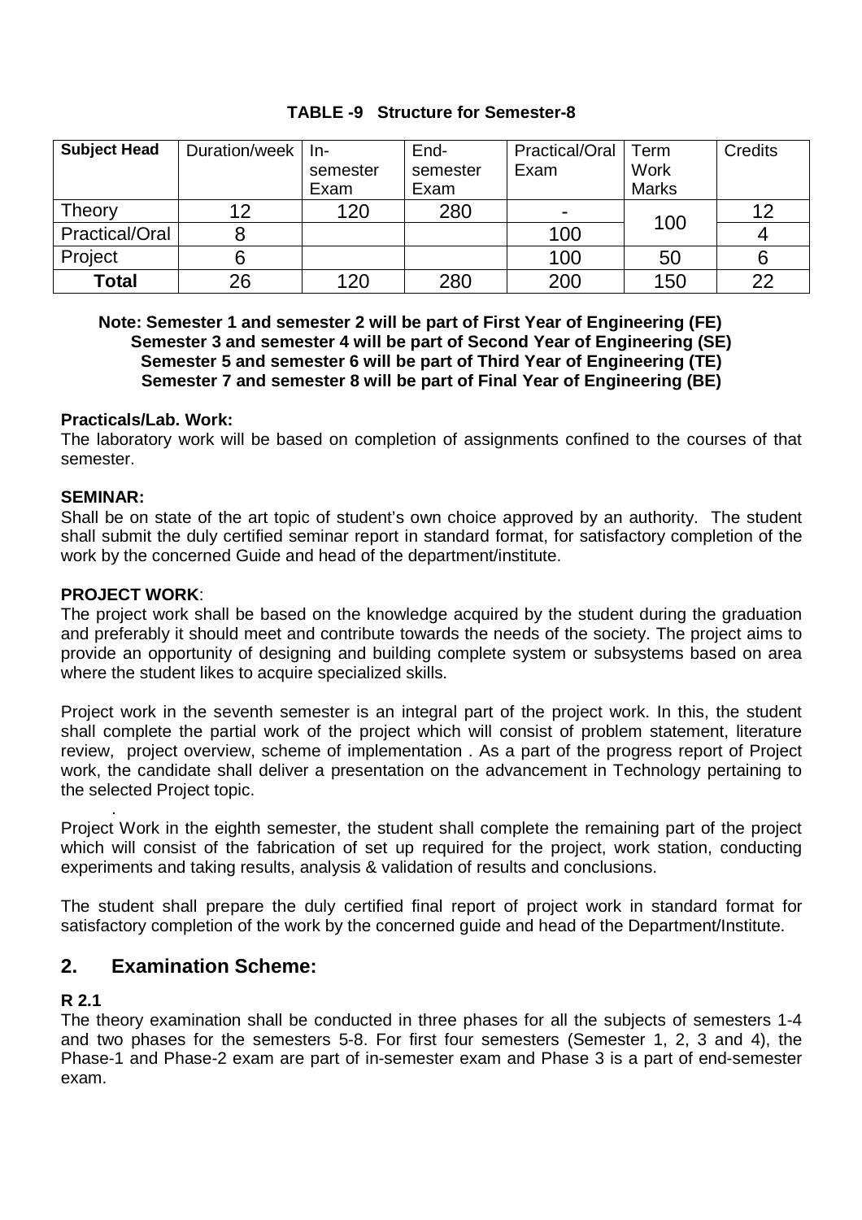**TABLE -9 Structure for Semester-8**

| Subject Head | Duration/week | In-semester Exam | End-semester Exam | Practical/Oral Exam | Term Work Marks | Credits |
|---|---|---|---|---|---|---|
| Theory | 12 | 120 | 280 | - | 100 | 12 |
| Practical/Oral | 8 | | | 100 | | 4 |
| Project | 6 | | | 100 | 50 | 6 |
| **Total** | 26 | 120 | 280 | 200 | 150 | 22 |

**Note: Semester 1 and semester 2 will be part of First Year of Engineering (FE)**
**Semester 3 and semester 4 will be part of Second Year of Engineering (SE)**
**Semester 5 and semester 6 will be part of Third Year of Engineering (TE)**
**Semester 7 and semester 8 will be part of Final Year of Engineering (BE)**

**Practicals/Lab. Work:**
The laboratory work will be based on completion of assignments confined to the courses of that semester.

**SEMINAR:**
Shall be on state of the art topic of student's own choice approved by an authority. The student shall submit the duly certified seminar report in standard format, for satisfactory completion of the work by the concerned Guide and head of the department/institute.

**PROJECT WORK**:
The project work shall be based on the knowledge acquired by the student during the graduation and preferably it should meet and contribute towards the needs of the society. The project aims to provide an opportunity of designing and building complete system or subsystems based on area where the student likes to acquire specialized skills.

Project work in the seventh semester is an integral part of the project work. In this, the student shall complete the partial work of the project which will consist of problem statement, literature review, project overview, scheme of implementation . As a part of the progress report of Project work, the candidate shall deliver a presentation on the advancement in Technology pertaining to the selected Project topic.

Project Work in the eighth semester, the student shall complete the remaining part of the project which will consist of the fabrication of set up required for the project, work station, conducting experiments and taking results, analysis & validation of results and conclusions.

The student shall prepare the duly certified final report of project work in standard format for satisfactory completion of the work by the concerned guide and head of the Department/Institute.

## 2. Examination Scheme:

**R 2.1**
The theory examination shall be conducted in three phases for all the subjects of semesters 1-4 and two phases for the semesters 5-8. For first four semesters (Semester 1, 2, 3 and 4), the Phase-1 and Phase-2 exam are part of in-semester exam and Phase 3 is a part of end-semester exam.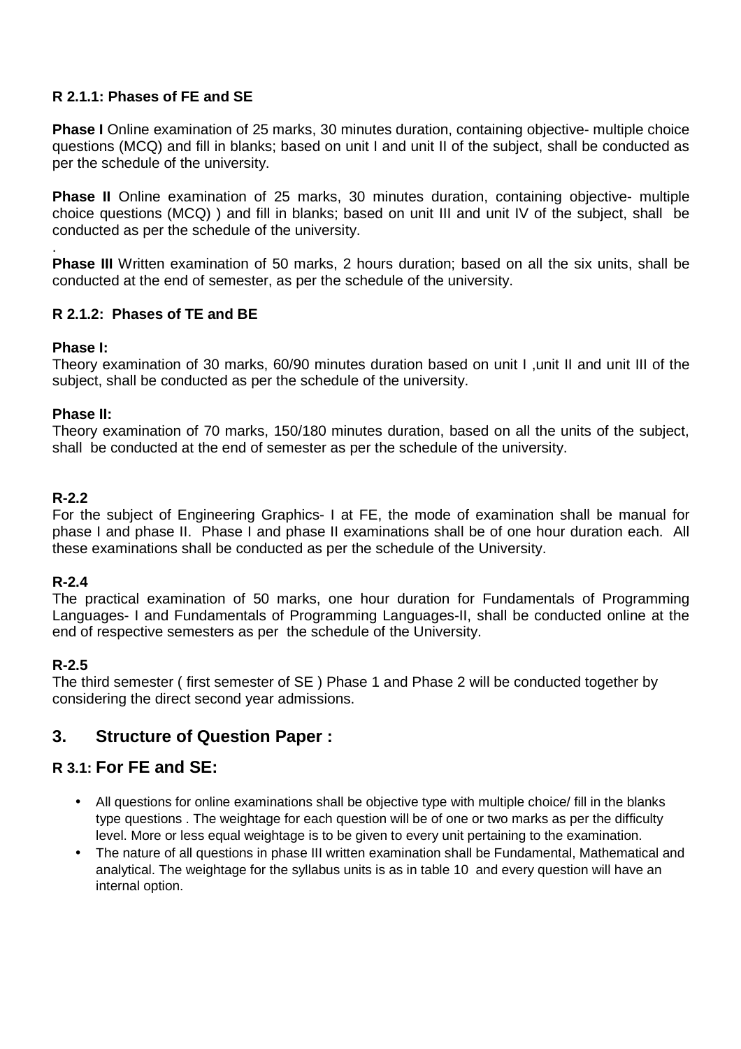**R 2.1.1: Phases of FE and SE**

**Phase I** Online examination of 25 marks, 30 minutes duration, containing objective- multiple choice questions (MCQ) and fill in blanks; based on unit I and unit II of the subject, shall be conducted as per the schedule of the university.

**Phase II** Online examination of 25 marks, 30 minutes duration, containing objective- multiple choice questions (MCQ) ) and fill in blanks; based on unit III and unit IV of the subject, shall be conducted as per the schedule of the university.

.

**Phase III** Written examination of 50 marks, 2 hours duration; based on all the six units, shall be conducted at the end of semester, as per the schedule of the university.

**R 2.1.2: Phases of TE and BE**

**Phase I:**

Theory examination of 30 marks, 60/90 minutes duration based on unit I ,unit II and unit III of the subject, shall be conducted as per the schedule of the university.

**Phase II:**

Theory examination of 70 marks, 150/180 minutes duration, based on all the units of the subject, shall be conducted at the end of semester as per the schedule of the university.

**R-2.2**

For the subject of Engineering Graphics- I at FE, the mode of examination shall be manual for phase I and phase II. Phase I and phase II examinations shall be of one hour duration each. All these examinations shall be conducted as per the schedule of the University.

**R-2.4**

The practical examination of 50 marks, one hour duration for Fundamentals of Programming Languages- I and Fundamentals of Programming Languages-II, shall be conducted online at the end of respective semesters as per the schedule of the University.

**R-2.5**

The third semester ( first semester of SE ) Phase 1 and Phase 2 will be conducted together by considering the direct second year admissions.

## 3. Structure of Question Paper :

### R 3.1: For FE and SE:

- All questions for online examinations shall be objective type with multiple choice/ fill in the blanks type questions . The weightage for each question will be of one or two marks as per the difficulty level. More or less equal weightage is to be given to every unit pertaining to the examination.
- The nature of all questions in phase III written examination shall be Fundamental, Mathematical and analytical. The weightage for the syllabus units is as in table 10 and every question will have an internal option.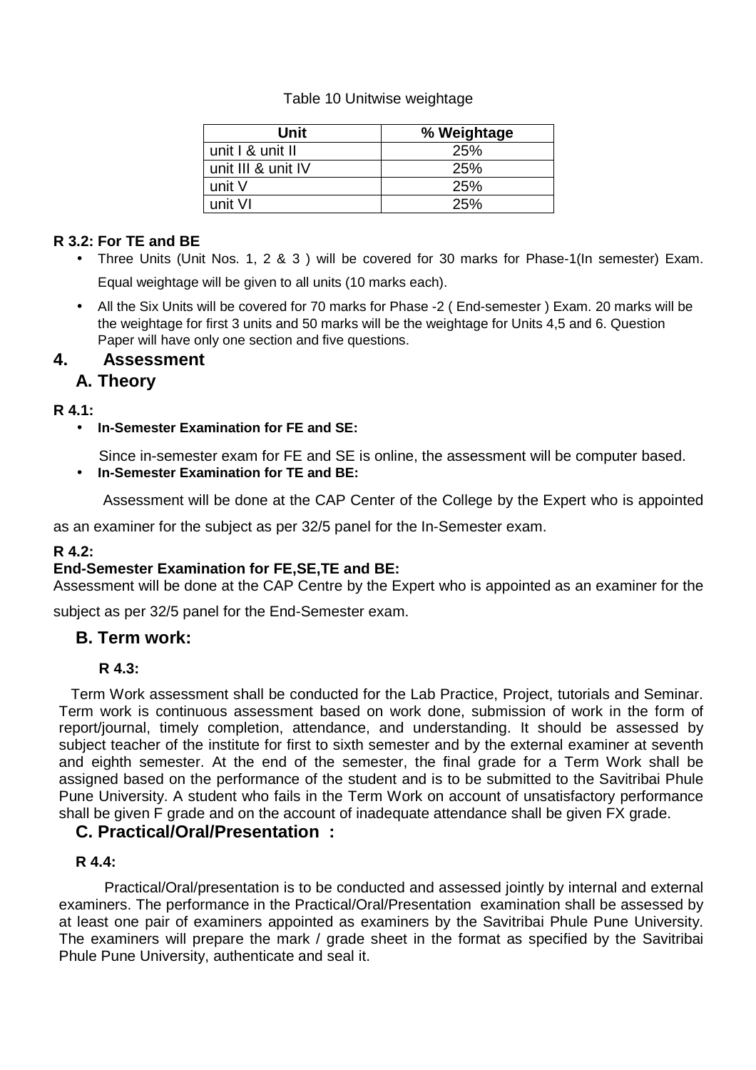Table 10 Unitwise weightage

| Unit | % Weightage |
| --- | --- |
| unit I & unit II | 25% |
| unit III & unit IV | 25% |
| unit V | 25% |
| unit VI | 25% |

**R 3.2: For TE and BE**

- Three Units (Unit Nos. 1, 2 & 3 ) will be covered for 30 marks for Phase-1(In semester) Exam. Equal weightage will be given to all units (10 marks each).
- All the Six Units will be covered for 70 marks for Phase -2 ( End-semester ) Exam. 20 marks will be the weightage for first 3 units and 50 marks will be the weightage for Units 4,5 and 6. Question Paper will have only one section and five questions.

## 4. Assessment

### A. Theory

**R 4.1:**

- **In-Semester Examination for FE and SE:**

  Since in-semester exam for FE and SE is online, the assessment will be computer based.

- **In-Semester Examination for TE and BE:**

  Assessment will be done at the CAP Center of the College by the Expert who is appointed as an examiner for the subject as per 32/5 panel for the In-Semester exam.

**R 4.2:**

**End-Semester Examination for FE,SE,TE and BE:**

Assessment will be done at the CAP Centre by the Expert who is appointed as an examiner for the subject as per 32/5 panel for the End-Semester exam.

### B. Term work:

**R 4.3:**

Term Work assessment shall be conducted for the Lab Practice, Project, tutorials and Seminar. Term work is continuous assessment based on work done, submission of work in the form of report/journal, timely completion, attendance, and understanding. It should be assessed by subject teacher of the institute for first to sixth semester and by the external examiner at seventh and eighth semester. At the end of the semester, the final grade for a Term Work shall be assigned based on the performance of the student and is to be submitted to the Savitribai Phule Pune University. A student who fails in the Term Work on account of unsatisfactory performance shall be given F grade and on the account of inadequate attendance shall be given FX grade.

### C. Practical/Oral/Presentation :

**R 4.4:**

Practical/Oral/presentation is to be conducted and assessed jointly by internal and external examiners. The performance in the Practical/Oral/Presentation examination shall be assessed by at least one pair of examiners appointed as examiners by the Savitribai Phule Pune University. The examiners will prepare the mark / grade sheet in the format as specified by the Savitribai Phule Pune University, authenticate and seal it.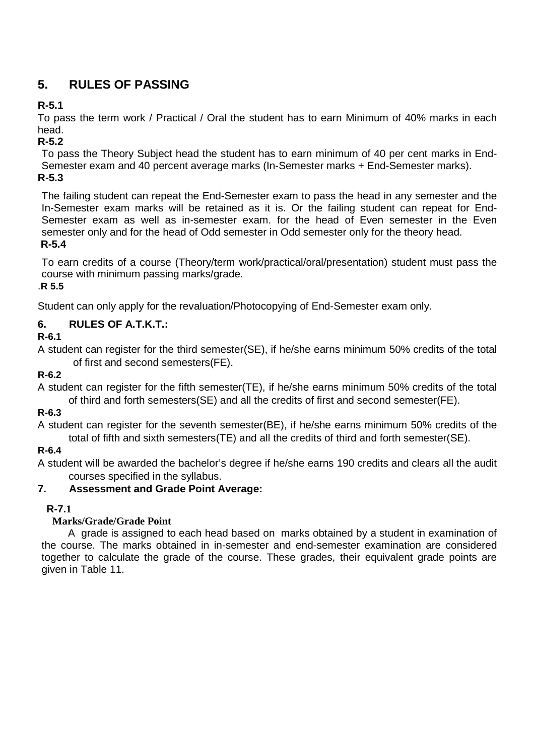## 5. RULES OF PASSING

**R-5.1**

To pass the term work / Practical / Oral the student has to earn Minimum of 40% marks in each head.

**R-5.2**

To pass the Theory Subject head the student has to earn minimum of 40 per cent marks in End-Semester exam and 40 percent average marks (In-Semester marks + End-Semester marks).

**R-5.3**

The failing student can repeat the End-Semester exam to pass the head in any semester and the In-Semester exam marks will be retained as it is. Or the failing student can repeat for End-Semester exam as well as in-semester exam. for the head of Even semester in the Even semester only and for the head of Odd semester in Odd semester only for the theory head.

**R-5.4**

To earn credits of a course (Theory/term work/practical/oral/presentation) student must pass the course with minimum passing marks/grade.

**.R 5.5**

Student can only apply for the revaluation/Photocopying of End-Semester exam only.

## 6. RULES OF A.T.K.T.:

**R-6.1**

A student can register for the third semester(SE), if he/she earns minimum 50% credits of the total of first and second semesters(FE).

**R-6.2**

A student can register for the fifth semester(TE), if he/she earns minimum 50% credits of the total of third and forth semesters(SE) and all the credits of first and second semester(FE).

**R-6.3**

A student can register for the seventh semester(BE), if he/she earns minimum 50% credits of the total of fifth and sixth semesters(TE) and all the credits of third and forth semester(SE).

**R-6.4**

A student will be awarded the bachelor's degree if he/she earns 190 credits and clears all the audit courses specified in the syllabus.

## 7. Assessment and Grade Point Average:

**R-7.1**

**Marks/Grade/Grade Point**

A grade is assigned to each head based on marks obtained by a student in examination of the course. The marks obtained in in-semester and end-semester examination are considered together to calculate the grade of the course. These grades, their equivalent grade points are given in Table 11.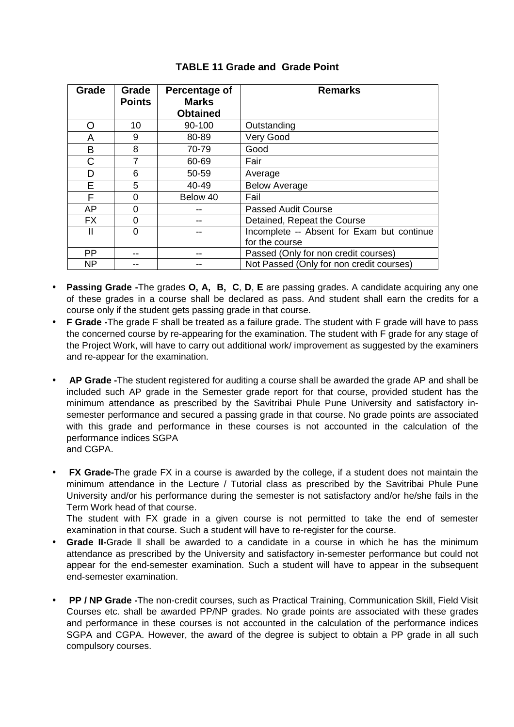### TABLE 11 Grade and Grade Point

| Grade | Grade Points | Percentage of Marks Obtained | Remarks |
|---|---|---|---|
| O | 10 | 90-100 | Outstanding |
| A | 9 | 80-89 | Very Good |
| B | 8 | 70-79 | Good |
| C | 7 | 60-69 | Fair |
| D | 6 | 50-59 | Average |
| E | 5 | 40-49 | Below Average |
| F | 0 | Below 40 | Fail |
| AP | 0 | -- | Passed Audit Course |
| FX | 0 | -- | Detained, Repeat the Course |
| II | 0 | -- | Incomplete -- Absent for Exam but continue for the course |
| PP | -- | -- | Passed (Only for non credit courses) |
| NP | -- | -- | Not Passed (Only for non credit courses) |

- **Passing Grade -**The grades **O, A, B, C**, **D**, **E** are passing grades. A candidate acquiring any one of these grades in a course shall be declared as pass. And student shall earn the credits for a course only if the student gets passing grade in that course.
- **F Grade -**The grade F shall be treated as a failure grade. The student with F grade will have to pass the concerned course by re-appearing for the examination. The student with F grade for any stage of the Project Work, will have to carry out additional work/ improvement as suggested by the examiners and re-appear for the examination.
- **AP Grade -**The student registered for auditing a course shall be awarded the grade AP and shall be included such AP grade in the Semester grade report for that course, provided student has the minimum attendance as prescribed by the Savitribai Phule Pune University and satisfactory in-semester performance and secured a passing grade in that course. No grade points are associated with this grade and performance in these courses is not accounted in the calculation of the performance indices SGPA and CGPA.
- **FX Grade-**The grade FX in a course is awarded by the college, if a student does not maintain the minimum attendance in the Lecture / Tutorial class as prescribed by the Savitribai Phule Pune University and/or his performance during the semester is not satisfactory and/or he/she fails in the Term Work head of that course.
  The student with FX grade in a given course is not permitted to take the end of semester examination in that course. Such a student will have to re-register for the course.
- **Grade II-**Grade II shall be awarded to a candidate in a course in which he has the minimum attendance as prescribed by the University and satisfactory in-semester performance but could not appear for the end-semester examination. Such a student will have to appear in the subsequent end-semester examination.
- **PP / NP Grade -**The non-credit courses, such as Practical Training, Communication Skill, Field Visit Courses etc. shall be awarded PP/NP grades. No grade points are associated with these grades and performance in these courses is not accounted in the calculation of the performance indices SGPA and CGPA. However, the award of the degree is subject to obtain a PP grade in all such compulsory courses.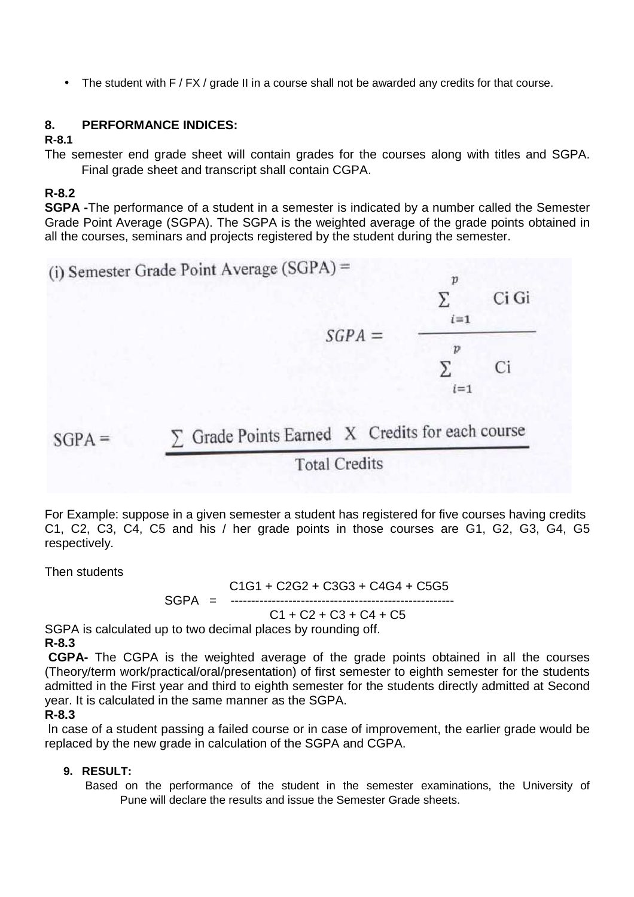- The student with F / FX / grade II in a course shall not be awarded any credits for that course.

## 8. PERFORMANCE INDICES:

**R-8.1**

The semester end grade sheet will contain grades for the courses along with titles and SGPA. Final grade sheet and transcript shall contain CGPA.

**R-8.2**

**SGPA -**The performance of a student in a semester is indicated by a number called the Semester Grade Point Average (SGPA). The SGPA is the weighted average of the grade points obtained in all the courses, seminars and projects registered by the student during the semester.

(i) Semester Grade Point Average (SGPA) =

$$SGPA = \frac{\sum_{i=1}^{p} C_i G_i}{\sum_{i=1}^{p} C_i}$$

$$SGPA = \frac{\sum \text{Grade Points Earned X Credits for each course}}{\text{Total Credits}}$$

For Example: suppose in a given semester a student has registered for five courses having credits C1, C2, C3, C4, C5 and his / her grade points in those courses are G1, G2, G3, G4, G5 respectively.

Then students

$$SGPA = \frac{C1G1 + C2G2 + C3G3 + C4G4 + C5G5}{C1 + C2 + C3 + C4 + C5}$$

SGPA is calculated up to two decimal places by rounding off.

**R-8.3**

**CGPA-** The CGPA is the weighted average of the grade points obtained in all the courses (Theory/term work/practical/oral/presentation) of first semester to eighth semester for the students admitted in the First year and third to eighth semester for the students directly admitted at Second year. It is calculated in the same manner as the SGPA.

**R-8.3**

In case of a student passing a failed course or in case of improvement, the earlier grade would be replaced by the new grade in calculation of the SGPA and CGPA.

## 9. RESULT:

Based on the performance of the student in the semester examinations, the University of Pune will declare the results and issue the Semester Grade sheets.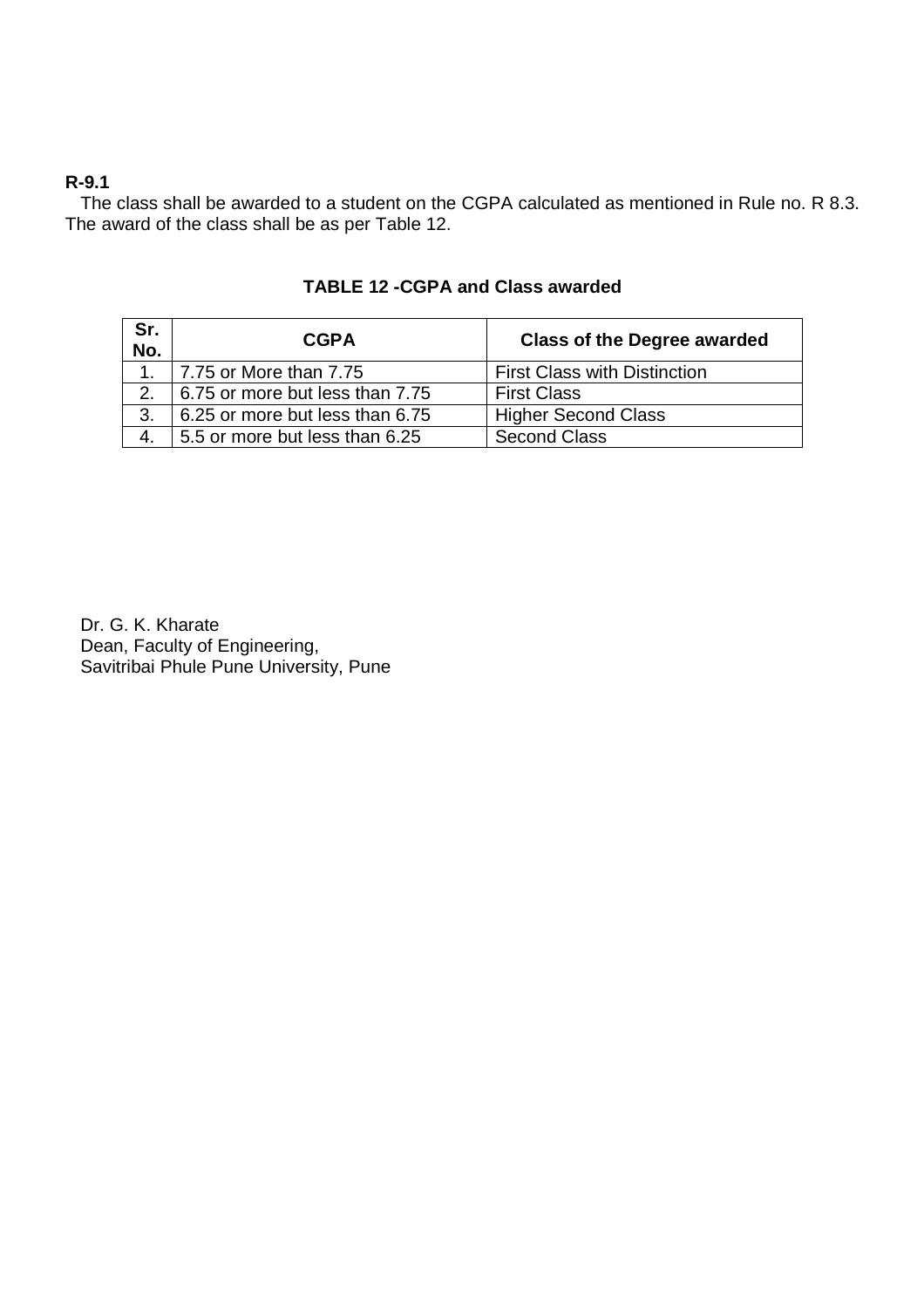**R-9.1**

The class shall be awarded to a student on the CGPA calculated as mentioned in Rule no. R 8.3. The award of the class shall be as per Table 12.

**TABLE 12 -CGPA and Class awarded**

| Sr. No. | CGPA | Class of the Degree awarded |
|---|---|---|
| 1. | 7.75 or More than 7.75 | First Class with Distinction |
| 2. | 6.75 or more but less than 7.75 | First Class |
| 3. | 6.25 or more but less than 6.75 | Higher Second Class |
| 4. | 5.5 or more but less than 6.25 | Second Class |

Dr. G. K. Kharate
Dean, Faculty of Engineering,
Savitribai Phule Pune University, Pune